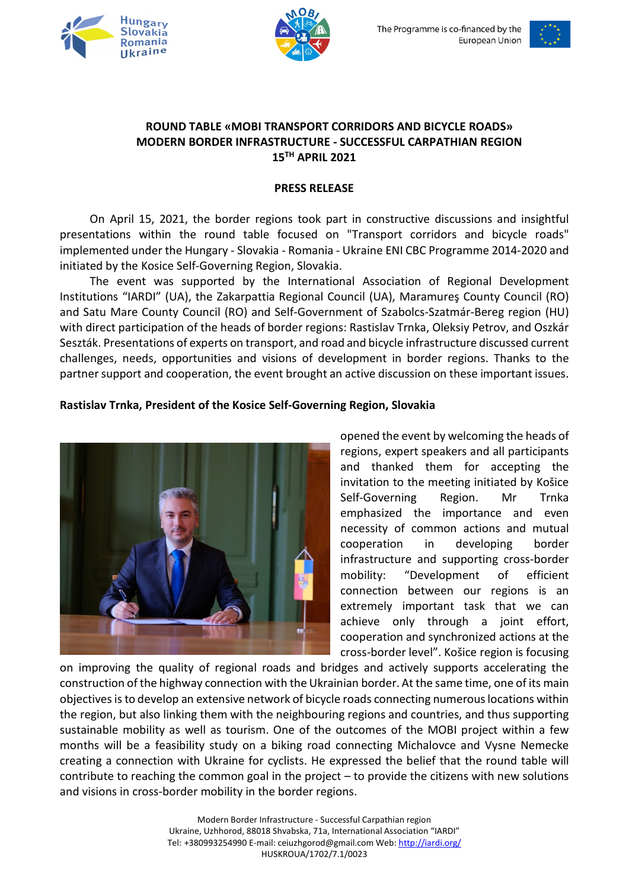**ROUND TABLE «MOBI TRANSPORT CORRIDORS AND BICYCLE ROADS»**
**MODERN BORDER INFRASTRUCTURE - SUCCESSFUL CARPATHIAN REGION**
**15TH APRIL 2021**

**PRESS RELEASE**

On April 15, 2021, the border regions took part in constructive discussions and insightful presentations within the round table focused on "Transport corridors and bicycle roads" implemented under the Hungary - Slovakia - Romania - Ukraine ENI CBC Programme 2014-2020 and initiated by the Kosice Self-Governing Region, Slovakia.

The event was supported by the International Association of Regional Development Institutions "IARDI" (UA), the Zakarpattia Regional Council (UA), Maramureş County Council (RO) and Satu Mare County Council (RO) and Self-Government of Szabolcs-Szatmár-Bereg region (HU) with direct participation of the heads of border regions: Rastislav Trnka, Oleksiy Petrov, and Oszkár Seszták. Presentations of experts on transport, and road and bicycle infrastructure discussed current challenges, needs, opportunities and visions of development in border regions. Thanks to the partner support and cooperation, the event brought an active discussion on these important issues.

**Rastislav Trnka, President of the Kosice Self-Governing Region, Slovakia**

opened the event by welcoming the heads of regions, expert speakers and all participants and thanked them for accepting the invitation to the meeting initiated by Košice Self-Governing Region. Mr Trnka emphasized the importance and even necessity of common actions and mutual cooperation in developing border infrastructure and supporting cross-border mobility: "Development of efficient connection between our regions is an extremely important task that we can achieve only through a joint effort, cooperation and synchronized actions at the cross-border level". Košice region is focusing on improving the quality of regional roads and bridges and actively supports accelerating the construction of the highway connection with the Ukrainian border. At the same time, one of its main objectives is to develop an extensive network of bicycle roads connecting numerous locations within the region, but also linking them with the neighbouring regions and countries, and thus supporting sustainable mobility as well as tourism. One of the outcomes of the MOBI project within a few months will be a feasibility study on a biking road connecting Michalovce and Vysne Nemecke creating a connection with Ukraine for cyclists. He expressed the belief that the round table will contribute to reaching the common goal in the project – to provide the citizens with new solutions and visions in cross-border mobility in the border regions.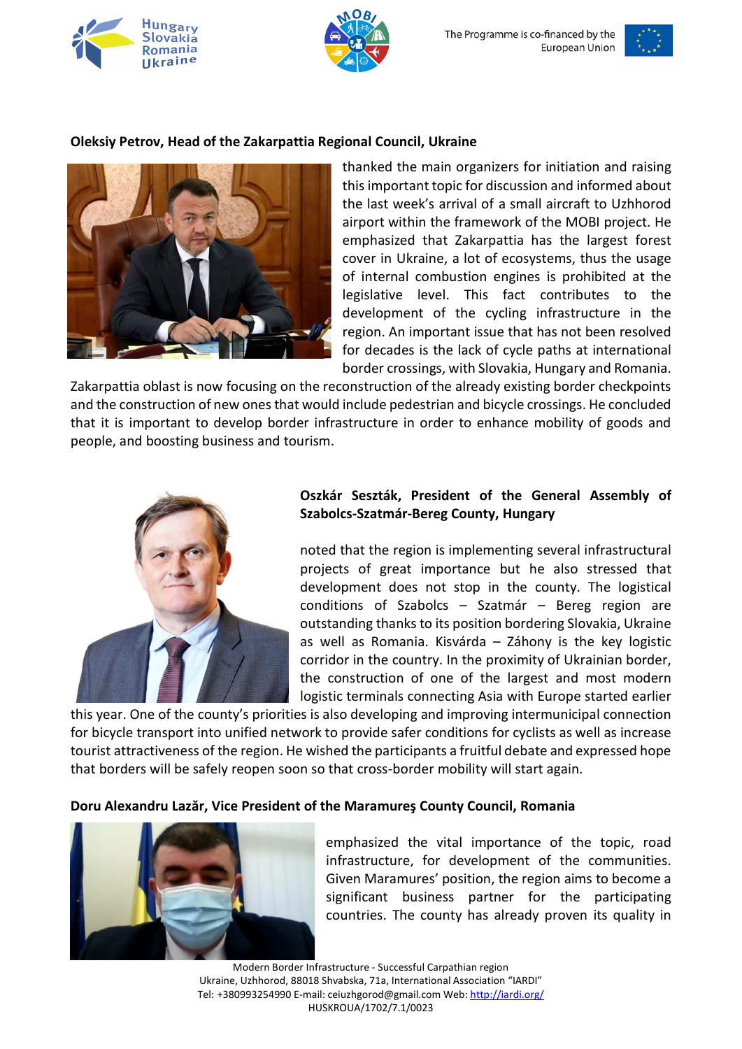**Oleksiy Petrov, Head of the Zakarpattia Regional Council, Ukraine**

thanked the main organizers for initiation and raising this important topic for discussion and informed about the last week's arrival of a small aircraft to Uzhhorod airport within the framework of the MOBI project. He emphasized that Zakarpattia has the largest forest cover in Ukraine, a lot of ecosystems, thus the usage of internal combustion engines is prohibited at the legislative level. This fact contributes to the development of the cycling infrastructure in the region. An important issue that has not been resolved for decades is the lack of cycle paths at international border crossings, with Slovakia, Hungary and Romania. Zakarpattia oblast is now focusing on the reconstruction of the already existing border checkpoints and the construction of new ones that would include pedestrian and bicycle crossings. He concluded that it is important to develop border infrastructure in order to enhance mobility of goods and people, and boosting business and tourism.

**Oszkár Seszták, President of the General Assembly of Szabolcs-Szatmár-Bereg County, Hungary**

noted that the region is implementing several infrastructural projects of great importance but he also stressed that development does not stop in the county. The logistical conditions of Szabolcs – Szatmár – Bereg region are outstanding thanks to its position bordering Slovakia, Ukraine as well as Romania. Kisvárda – Záhony is the key logistic corridor in the country. In the proximity of Ukrainian border, the construction of one of the largest and most modern logistic terminals connecting Asia with Europe started earlier this year. One of the county's priorities is also developing and improving intermunicipal connection for bicycle transport into unified network to provide safer conditions for cyclists as well as increase tourist attractiveness of the region. He wished the participants a fruitful debate and expressed hope that borders will be safely reopen soon so that cross-border mobility will start again.

**Doru Alexandru Lazăr, Vice President of the Maramureş County Council, Romania**

emphasized the vital importance of the topic, road infrastructure, for development of the communities. Given Maramures' position, the region aims to become a significant business partner for the participating countries. The county has already proven its quality in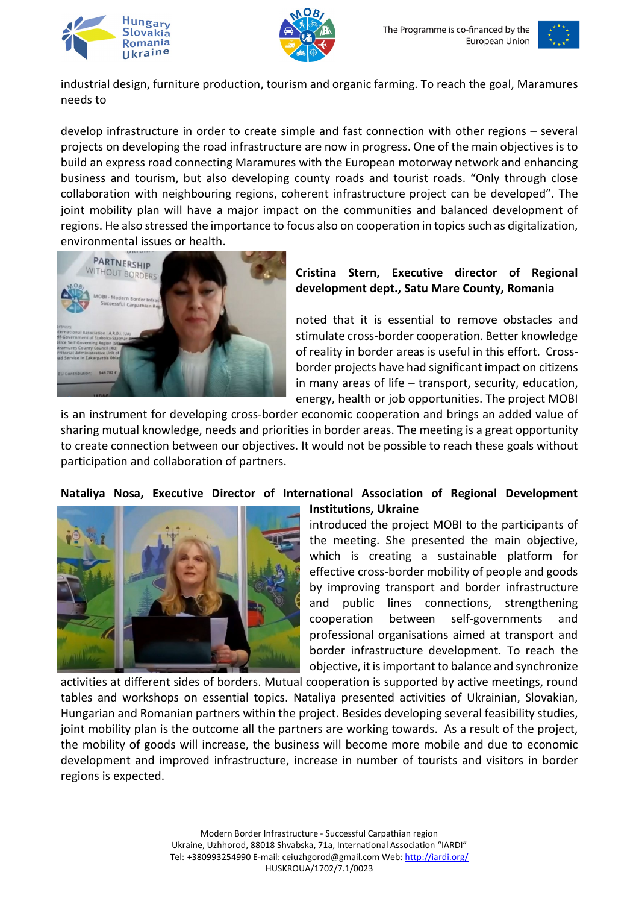industrial design, furniture production, tourism and organic farming. To reach the goal, Maramures needs to

develop infrastructure in order to create simple and fast connection with other regions – several projects on developing the road infrastructure are now in progress. One of the main objectives is to build an express road connecting Maramures with the European motorway network and enhancing business and tourism, but also developing county roads and tourist roads. "Only through close collaboration with neighbouring regions, coherent infrastructure project can be developed". The joint mobility plan will have a major impact on the communities and balanced development of regions. He also stressed the importance to focus also on cooperation in topics such as digitalization, environmental issues or health.

**Cristina Stern, Executive director of Regional development dept., Satu Mare County, Romania**

noted that it is essential to remove obstacles and stimulate cross-border cooperation. Better knowledge of reality in border areas is useful in this effort. Cross-border projects have had significant impact on citizens in many areas of life – transport, security, education, energy, health or job opportunities. The project MOBI is an instrument for developing cross-border economic cooperation and brings an added value of sharing mutual knowledge, needs and priorities in border areas. The meeting is a great opportunity to create connection between our objectives. It would not be possible to reach these goals without participation and collaboration of partners.

**Nataliya Nosa, Executive Director of International Association of Regional Development Institutions, Ukraine**

introduced the project MOBI to the participants of the meeting. She presented the main objective, which is creating a sustainable platform for effective cross-border mobility of people and goods by improving transport and border infrastructure and public lines connections, strengthening cooperation between self-governments and professional organisations aimed at transport and border infrastructure development. To reach the objective, it is important to balance and synchronize activities at different sides of borders. Mutual cooperation is supported by active meetings, round tables and workshops on essential topics. Nataliya presented activities of Ukrainian, Slovakian, Hungarian and Romanian partners within the project. Besides developing several feasibility studies, joint mobility plan is the outcome all the partners are working towards. As a result of the project, the mobility of goods will increase, the business will become more mobile and due to economic development and improved infrastructure, increase in number of tourists and visitors in border regions is expected.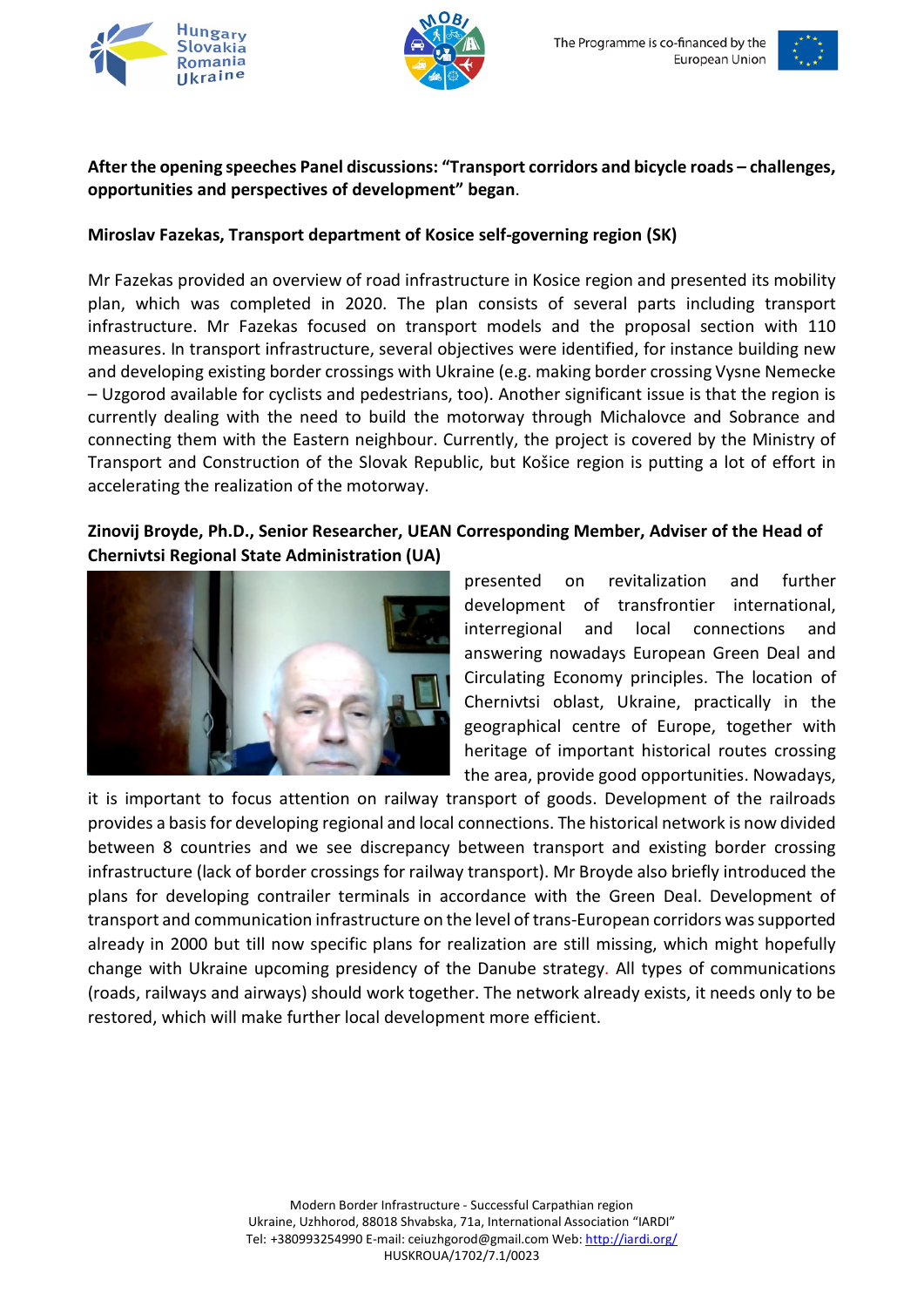**After the opening speeches Panel discussions: "Transport corridors and bicycle roads – challenges, opportunities and perspectives of development" began.**

**Miroslav Fazekas, Transport department of Kosice self-governing region (SK)**

Mr Fazekas provided an overview of road infrastructure in Kosice region and presented its mobility plan, which was completed in 2020. The plan consists of several parts including transport infrastructure. Mr Fazekas focused on transport models and the proposal section with 110 measures. In transport infrastructure, several objectives were identified, for instance building new and developing existing border crossings with Ukraine (e.g. making border crossing Vysne Nemecke – Uzgorod available for cyclists and pedestrians, too). Another significant issue is that the region is currently dealing with the need to build the motorway through Michalovce and Sobrance and connecting them with the Eastern neighbour. Currently, the project is covered by the Ministry of Transport and Construction of the Slovak Republic, but Košice region is putting a lot of effort in accelerating the realization of the motorway.

**Zinovij Broyde, Ph.D., Senior Researcher, UEAN Corresponding Member, Adviser of the Head of Chernivtsi Regional State Administration (UA)**

presented on revitalization and further development of transfrontier international, interregional and local connections and answering nowadays European Green Deal and Circulating Economy principles. The location of Chernivtsi oblast, Ukraine, practically in the geographical centre of Europe, together with heritage of important historical routes crossing the area, provide good opportunities. Nowadays, it is important to focus attention on railway transport of goods. Development of the railroads provides a basis for developing regional and local connections. The historical network is now divided between 8 countries and we see discrepancy between transport and existing border crossing infrastructure (lack of border crossings for railway transport). Mr Broyde also briefly introduced the plans for developing contrailer terminals in accordance with the Green Deal. Development of transport and communication infrastructure on the level of trans-European corridors was supported already in 2000 but till now specific plans for realization are still missing, which might hopefully change with Ukraine upcoming presidency of the Danube strategy. All types of communications (roads, railways and airways) should work together. The network already exists, it needs only to be restored, which will make further local development more efficient.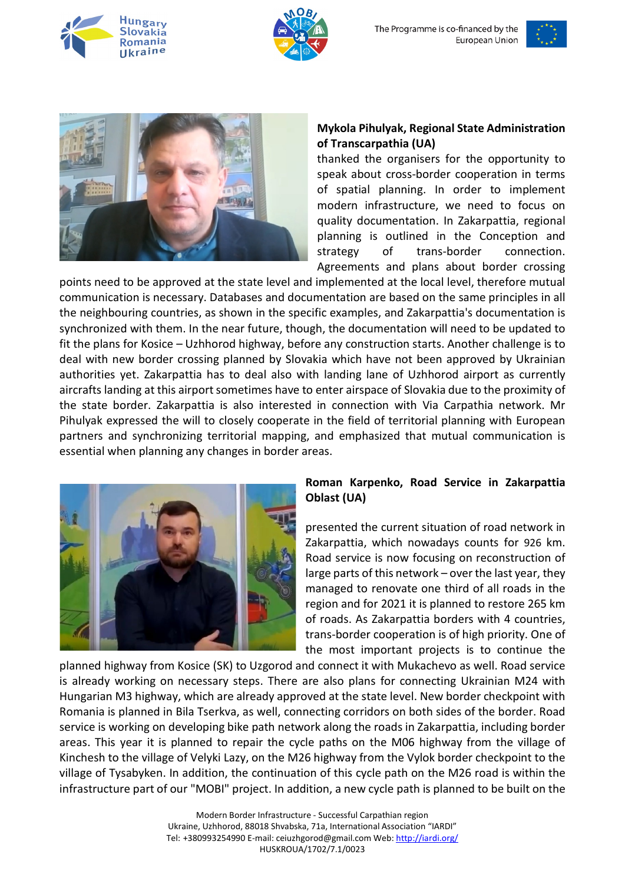**Mykola Pihulyak, Regional State Administration of Transcarpathia (UA)**
thanked the organisers for the opportunity to speak about cross-border cooperation in terms of spatial planning. In order to implement modern infrastructure, we need to focus on quality documentation. In Zakarpattia, regional planning is outlined in the Conception and strategy of trans-border connection. Agreements and plans about border crossing points need to be approved at the state level and implemented at the local level, therefore mutual communication is necessary. Databases and documentation are based on the same principles in all the neighbouring countries, as shown in the specific examples, and Zakarpattia's documentation is synchronized with them. In the near future, though, the documentation will need to be updated to fit the plans for Kosice – Uzhhorod highway, before any construction starts. Another challenge is to deal with new border crossing planned by Slovakia which have not been approved by Ukrainian authorities yet. Zakarpattia has to deal also with landing lane of Uzhhorod airport as currently aircrafts landing at this airport sometimes have to enter airspace of Slovakia due to the proximity of the state border. Zakarpattia is also interested in connection with Via Carpathia network. Mr Pihulyak expressed the will to closely cooperate in the field of territorial planning with European partners and synchronizing territorial mapping, and emphasized that mutual communication is essential when planning any changes in border areas.

**Roman Karpenko, Road Service in Zakarpattia Oblast (UA)**

presented the current situation of road network in Zakarpattia, which nowadays counts for 926 km. Road service is now focusing on reconstruction of large parts of this network – over the last year, they managed to renovate one third of all roads in the region and for 2021 it is planned to restore 265 km of roads. As Zakarpattia borders with 4 countries, trans-border cooperation is of high priority. One of the most important projects is to continue the planned highway from Kosice (SK) to Uzgorod and connect it with Mukachevo as well. Road service is already working on necessary steps. There are also plans for connecting Ukrainian M24 with Hungarian M3 highway, which are already approved at the state level. New border checkpoint with Romania is planned in Bila Tserkva, as well, connecting corridors on both sides of the border. Road service is working on developing bike path network along the roads in Zakarpattia, including border areas. This year it is planned to repair the cycle paths on the M06 highway from the village of Kinchesh to the village of Velyki Lazy, on the M26 highway from the Vylok border checkpoint to the village of Tysabyken. In addition, the continuation of this cycle path on the M26 road is within the infrastructure part of our "MOBI" project. In addition, a new cycle path is planned to be built on the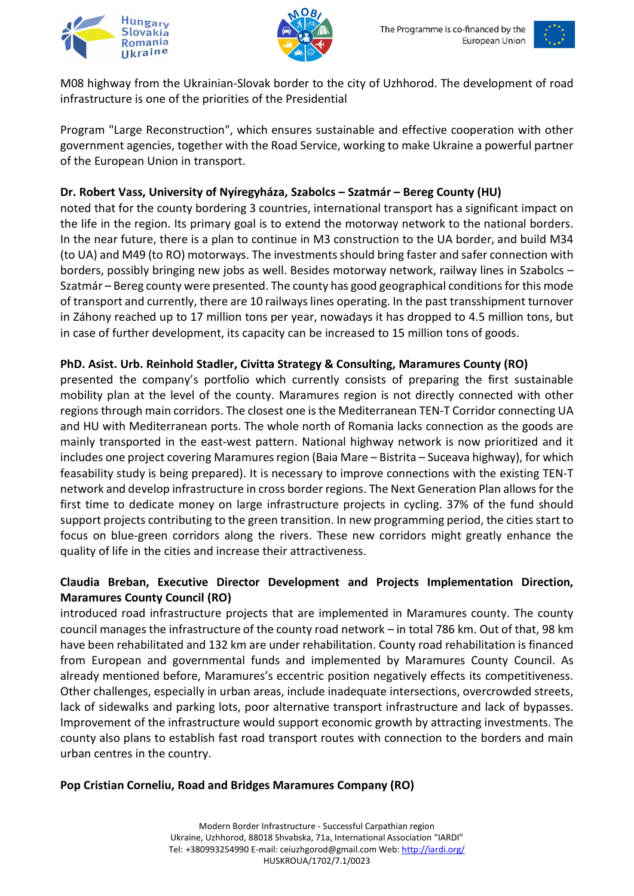M08 highway from the Ukrainian-Slovak border to the city of Uzhhorod. The development of road infrastructure is one of the priorities of the Presidential

Program "Large Reconstruction", which ensures sustainable and effective cooperation with other government agencies, together with the Road Service, working to make Ukraine a powerful partner of the European Union in transport.

**Dr. Robert Vass, University of Nyíregyháza, Szabolcs – Szatmár – Bereg County (HU)**
noted that for the county bordering 3 countries, international transport has a significant impact on the life in the region. Its primary goal is to extend the motorway network to the national borders. In the near future, there is a plan to continue in M3 construction to the UA border, and build M34 (to UA) and M49 (to RO) motorways. The investments should bring faster and safer connection with borders, possibly bringing new jobs as well. Besides motorway network, railway lines in Szabolcs – Szatmár – Bereg county were presented. The county has good geographical conditions for this mode of transport and currently, there are 10 railways lines operating. In the past transshipment turnover in Záhony reached up to 17 million tons per year, nowadays it has dropped to 4.5 million tons, but in case of further development, its capacity can be increased to 15 million tons of goods.

**PhD. Asist. Urb. Reinhold Stadler, Civitta Strategy & Consulting, Maramures County (RO)**
presented the company's portfolio which currently consists of preparing the first sustainable mobility plan at the level of the county. Maramures region is not directly connected with other regions through main corridors. The closest one is the Mediterranean TEN-T Corridor connecting UA and HU with Mediterranean ports. The whole north of Romania lacks connection as the goods are mainly transported in the east-west pattern. National highway network is now prioritized and it includes one project covering Maramures region (Baia Mare – Bistrita – Suceava highway), for which feasability study is being prepared). It is necessary to improve connections with the existing TEN-T network and develop infrastructure in cross border regions. The Next Generation Plan allows for the first time to dedicate money on large infrastructure projects in cycling. 37% of the fund should support projects contributing to the green transition. In new programming period, the cities start to focus on blue-green corridors along the rivers. These new corridors might greatly enhance the quality of life in the cities and increase their attractiveness.

**Claudia Breban, Executive Director Development and Projects Implementation Direction, Maramures County Council (RO)**
introduced road infrastructure projects that are implemented in Maramures county. The county council manages the infrastructure of the county road network – in total 786 km. Out of that, 98 km have been rehabilitated and 132 km are under rehabilitation. County road rehabilitation is financed from European and governmental funds and implemented by Maramures County Council. As already mentioned before, Maramures's eccentric position negatively effects its competitiveness. Other challenges, especially in urban areas, include inadequate intersections, overcrowded streets, lack of sidewalks and parking lots, poor alternative transport infrastructure and lack of bypasses. Improvement of the infrastructure would support economic growth by attracting investments. The county also plans to establish fast road transport routes with connection to the borders and main urban centres in the country.

**Pop Cristian Corneliu, Road and Bridges Maramures Company (RO)**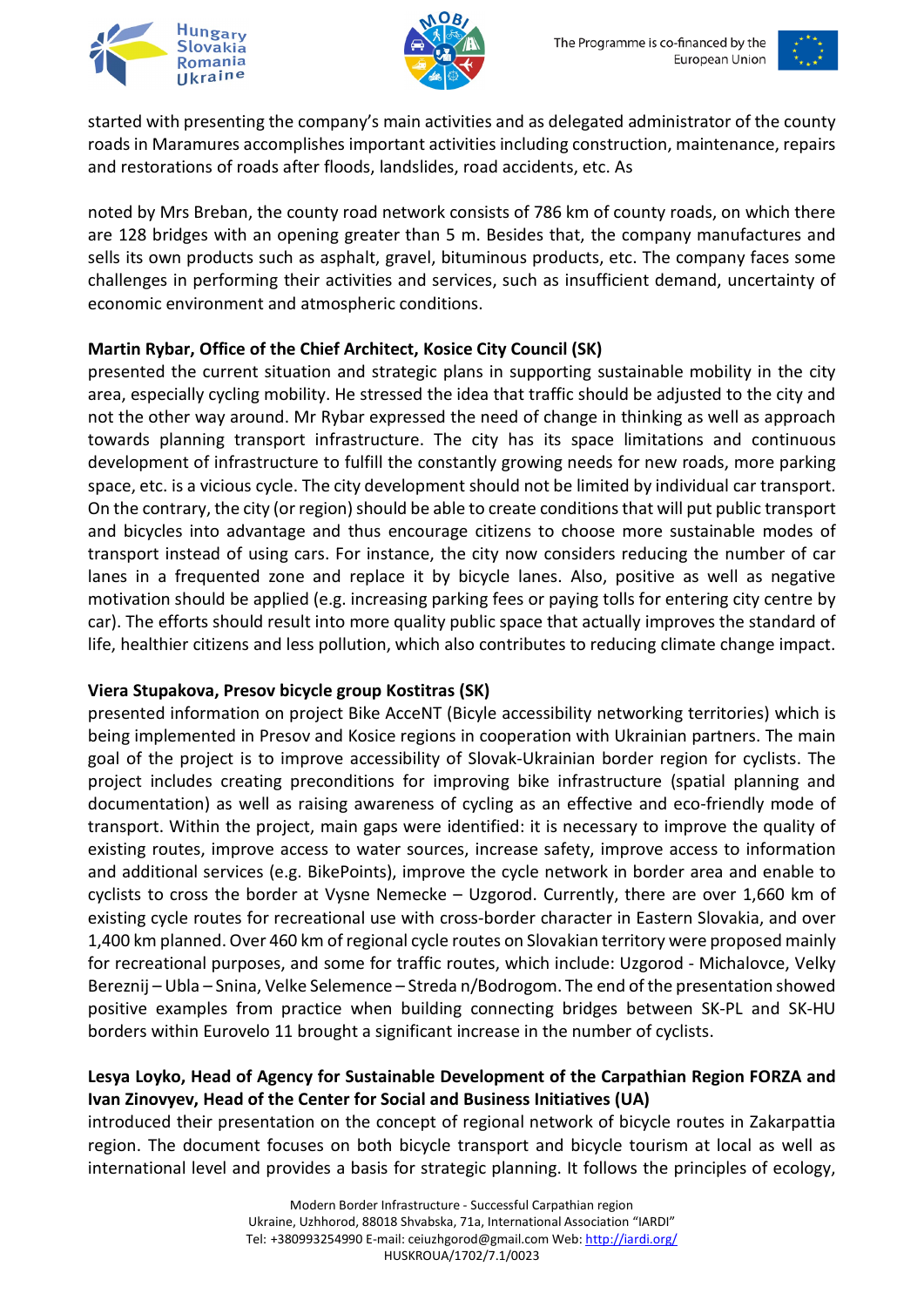started with presenting the company's main activities and as delegated administrator of the county roads in Maramures accomplishes important activities including construction, maintenance, repairs and restorations of roads after floods, landslides, road accidents, etc. As

noted by Mrs Breban, the county road network consists of 786 km of county roads, on which there are 128 bridges with an opening greater than 5 m. Besides that, the company manufactures and sells its own products such as asphalt, gravel, bituminous products, etc. The company faces some challenges in performing their activities and services, such as insufficient demand, uncertainty of economic environment and atmospheric conditions.

**Martin Rybar, Office of the Chief Architect, Kosice City Council (SK)**
presented the current situation and strategic plans in supporting sustainable mobility in the city area, especially cycling mobility. He stressed the idea that traffic should be adjusted to the city and not the other way around. Mr Rybar expressed the need of change in thinking as well as approach towards planning transport infrastructure. The city has its space limitations and continuous development of infrastructure to fulfill the constantly growing needs for new roads, more parking space, etc. is a vicious cycle. The city development should not be limited by individual car transport. On the contrary, the city (or region) should be able to create conditions that will put public transport and bicycles into advantage and thus encourage citizens to choose more sustainable modes of transport instead of using cars. For instance, the city now considers reducing the number of car lanes in a frequented zone and replace it by bicycle lanes. Also, positive as well as negative motivation should be applied (e.g. increasing parking fees or paying tolls for entering city centre by car). The efforts should result into more quality public space that actually improves the standard of life, healthier citizens and less pollution, which also contributes to reducing climate change impact.

**Viera Stupakova, Presov bicycle group Kostitras (SK)**
presented information on project Bike AcceNT (Bicyle accessibility networking territories) which is being implemented in Presov and Kosice regions in cooperation with Ukrainian partners. The main goal of the project is to improve accessibility of Slovak-Ukrainian border region for cyclists. The project includes creating preconditions for improving bike infrastructure (spatial planning and documentation) as well as raising awareness of cycling as an effective and eco-friendly mode of transport. Within the project, main gaps were identified: it is necessary to improve the quality of existing routes, improve access to water sources, increase safety, improve access to information and additional services (e.g. BikePoints), improve the cycle network in border area and enable to cyclists to cross the border at Vysne Nemecke – Uzgorod. Currently, there are over 1,660 km of existing cycle routes for recreational use with cross-border character in Eastern Slovakia, and over 1,400 km planned. Over 460 km of regional cycle routes on Slovakian territory were proposed mainly for recreational purposes, and some for traffic routes, which include: Uzgorod - Michalovce, Velky Bereznij – Ubla – Snina, Velke Selemence – Streda n/Bodrogom. The end of the presentation showed positive examples from practice when building connecting bridges between SK-PL and SK-HU borders within Eurovelo 11 brought a significant increase in the number of cyclists.

**Lesya Loyko, Head of Agency for Sustainable Development of the Carpathian Region FORZA and Ivan Zinovyev, Head of the Center for Social and Business Initiatives (UA)**
introduced their presentation on the concept of regional network of bicycle routes in Zakarpattia region. The document focuses on both bicycle transport and bicycle tourism at local as well as international level and provides a basis for strategic planning. It follows the principles of ecology,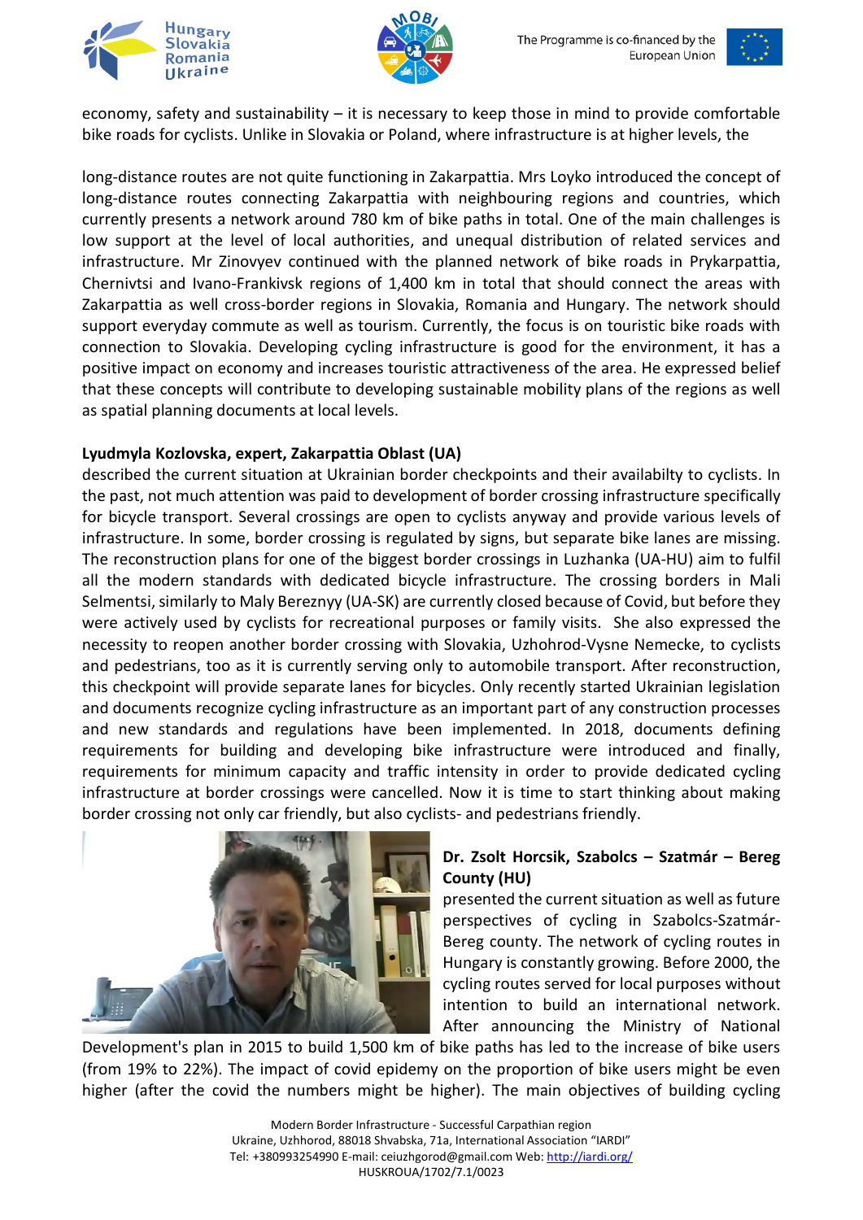economy, safety and sustainability – it is necessary to keep those in mind to provide comfortable bike roads for cyclists. Unlike in Slovakia or Poland, where infrastructure is at higher levels, the

long-distance routes are not quite functioning in Zakarpattia. Mrs Loyko introduced the concept of long-distance routes connecting Zakarpattia with neighbouring regions and countries, which currently presents a network around 780 km of bike paths in total. One of the main challenges is low support at the level of local authorities, and unequal distribution of related services and infrastructure. Mr Zinovyev continued with the planned network of bike roads in Prykarpattia, Chernivtsi and Ivano-Frankivsk regions of 1,400 km in total that should connect the areas with Zakarpattia as well cross-border regions in Slovakia, Romania and Hungary. The network should support everyday commute as well as tourism. Currently, the focus is on touristic bike roads with connection to Slovakia. Developing cycling infrastructure is good for the environment, it has a positive impact on economy and increases touristic attractiveness of the area. He expressed belief that these concepts will contribute to developing sustainable mobility plans of the regions as well as spatial planning documents at local levels.

**Lyudmyla Kozlovska, expert, Zakarpattia Oblast (UA)**

described the current situation at Ukrainian border checkpoints and their availabilty to cyclists. In the past, not much attention was paid to development of border crossing infrastructure specifically for bicycle transport. Several crossings are open to cyclists anyway and provide various levels of infrastructure. In some, border crossing is regulated by signs, but separate bike lanes are missing. The reconstruction plans for one of the biggest border crossings in Luzhanka (UA-HU) aim to fulfil all the modern standards with dedicated bicycle infrastructure. The crossing borders in Mali Selmentsi, similarly to Maly Bereznyy (UA-SK) are currently closed because of Covid, but before they were actively used by cyclists for recreational purposes or family visits. She also expressed the necessity to reopen another border crossing with Slovakia, Uzhohrod-Vysne Nemecke, to cyclists and pedestrians, too as it is currently serving only to automobile transport. After reconstruction, this checkpoint will provide separate lanes for bicycles. Only recently started Ukrainian legislation and documents recognize cycling infrastructure as an important part of any construction processes and new standards and regulations have been implemented. In 2018, documents defining requirements for building and developing bike infrastructure were introduced and finally, requirements for minimum capacity and traffic intensity in order to provide dedicated cycling infrastructure at border crossings were cancelled. Now it is time to start thinking about making border crossing not only car friendly, but also cyclists- and pedestrians friendly.

**Dr. Zsolt Horcsik, Szabolcs – Szatmár – Bereg County (HU)**

presented the current situation as well as future perspectives of cycling in Szabolcs-Szatmár-Bereg county. The network of cycling routes in Hungary is constantly growing. Before 2000, the cycling routes served for local purposes without intention to build an international network. After announcing the Ministry of National Development's plan in 2015 to build 1,500 km of bike paths has led to the increase of bike users (from 19% to 22%). The impact of covid epidemy on the proportion of bike users might be even higher (after the covid the numbers might be higher). The main objectives of building cycling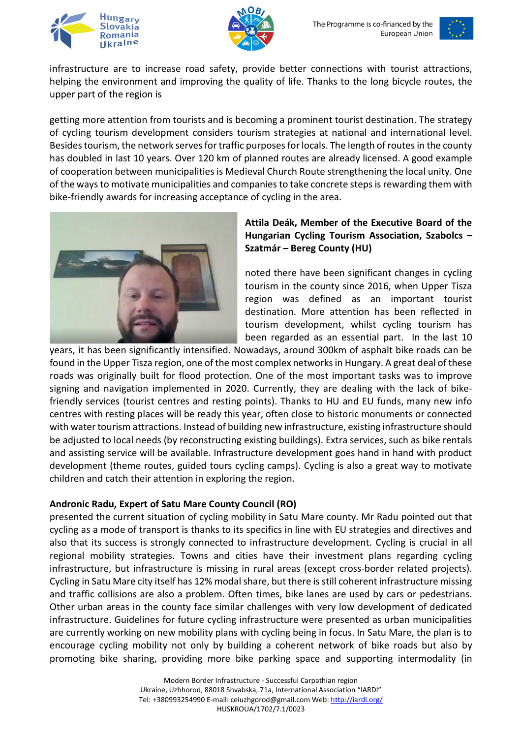infrastructure are to increase road safety, provide better connections with tourist attractions, helping the environment and improving the quality of life. Thanks to the long bicycle routes, the upper part of the region is

getting more attention from tourists and is becoming a prominent tourist destination. The strategy of cycling tourism development considers tourism strategies at national and international level. Besides tourism, the network serves for traffic purposes for locals. The length of routes in the county has doubled in last 10 years. Over 120 km of planned routes are already licensed. A good example of cooperation between municipalities is Medieval Church Route strengthening the local unity. One of the ways to motivate municipalities and companies to take concrete steps is rewarding them with bike-friendly awards for increasing acceptance of cycling in the area.

**Attila Deák, Member of the Executive Board of the Hungarian Cycling Tourism Association, Szabolcs – Szatmár – Bereg County (HU)**

noted there have been significant changes in cycling tourism in the county since 2016, when Upper Tisza region was defined as an important tourist destination. More attention has been reflected in tourism development, whilst cycling tourism has been regarded as an essential part. In the last 10 years, it has been significantly intensified. Nowadays, around 300km of asphalt bike roads can be found in the Upper Tisza region, one of the most complex networks in Hungary. A great deal of these roads was originally built for flood protection. One of the most important tasks was to improve signing and navigation implemented in 2020. Currently, they are dealing with the lack of bike-friendly services (tourist centres and resting points). Thanks to HU and EU funds, many new info centres with resting places will be ready this year, often close to historic monuments or connected with water tourism attractions. Instead of building new infrastructure, existing infrastructure should be adjusted to local needs (by reconstructing existing buildings). Extra services, such as bike rentals and assisting service will be available. Infrastructure development goes hand in hand with product development (theme routes, guided tours cycling camps). Cycling is also a great way to motivate children and catch their attention in exploring the region.

**Andronic Radu, Expert of Satu Mare County Council (RO)**

presented the current situation of cycling mobility in Satu Mare county. Mr Radu pointed out that cycling as a mode of transport is thanks to its specifics in line with EU strategies and directives and also that its success is strongly connected to infrastructure development. Cycling is crucial in all regional mobility strategies. Towns and cities have their investment plans regarding cycling infrastructure, but infrastructure is missing in rural areas (except cross-border related projects). Cycling in Satu Mare city itself has 12% modal share, but there is still coherent infrastructure missing and traffic collisions are also a problem. Often times, bike lanes are used by cars or pedestrians. Other urban areas in the county face similar challenges with very low development of dedicated infrastructure. Guidelines for future cycling infrastructure were presented as urban municipalities are currently working on new mobility plans with cycling being in focus. In Satu Mare, the plan is to encourage cycling mobility not only by building a coherent network of bike roads but also by promoting bike sharing, providing more bike parking space and supporting intermodality (in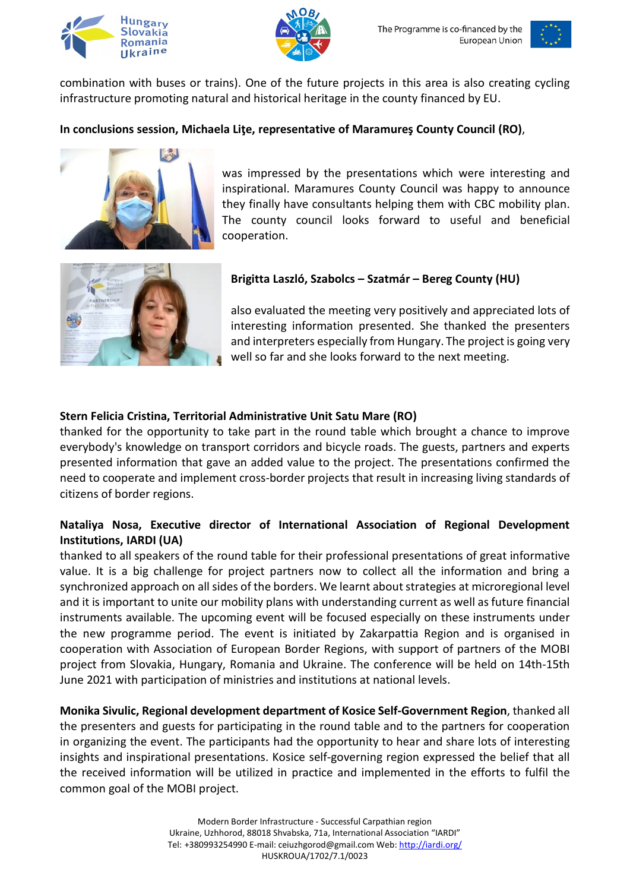combination with buses or trains). One of the future projects in this area is also creating cycling infrastructure promoting natural and historical heritage in the county financed by EU.

**In conclusions session, Michaela Liţe, representative of Maramureş County Council (RO)**,

was impressed by the presentations which were interesting and inspirational. Maramures County Council was happy to announce they finally have consultants helping them with CBC mobility plan. The county council looks forward to useful and beneficial cooperation.

**Brigitta Laszló, Szabolcs – Szatmár – Bereg County (HU)**

also evaluated the meeting very positively and appreciated lots of interesting information presented. She thanked the presenters and interpreters especially from Hungary. The project is going very well so far and she looks forward to the next meeting.

**Stern Felicia Cristina, Territorial Administrative Unit Satu Mare (RO)**
thanked for the opportunity to take part in the round table which brought a chance to improve everybody's knowledge on transport corridors and bicycle roads. The guests, partners and experts presented information that gave an added value to the project. The presentations confirmed the need to cooperate and implement cross-border projects that result in increasing living standards of citizens of border regions.

**Nataliya Nosa, Executive director of International Association of Regional Development Institutions, IARDI (UA)**
thanked to all speakers of the round table for their professional presentations of great informative value. It is a big challenge for project partners now to collect all the information and bring a synchronized approach on all sides of the borders. We learnt about strategies at microregional level and it is important to unite our mobility plans with understanding current as well as future financial instruments available. The upcoming event will be focused especially on these instruments under the new programme period. The event is initiated by Zakarpattia Region and is organised in cooperation with Association of European Border Regions, with support of partners of the MOBI project from Slovakia, Hungary, Romania and Ukraine. The conference will be held on 14th-15th June 2021 with participation of ministries and institutions at national levels.

**Monika Sivulic, Regional development department of Kosice Self-Government Region**, thanked all the presenters and guests for participating in the round table and to the partners for cooperation in organizing the event. The participants had the opportunity to hear and share lots of interesting insights and inspirational presentations. Kosice self-governing region expressed the belief that all the received information will be utilized in practice and implemented in the efforts to fulfil the common goal of the MOBI project.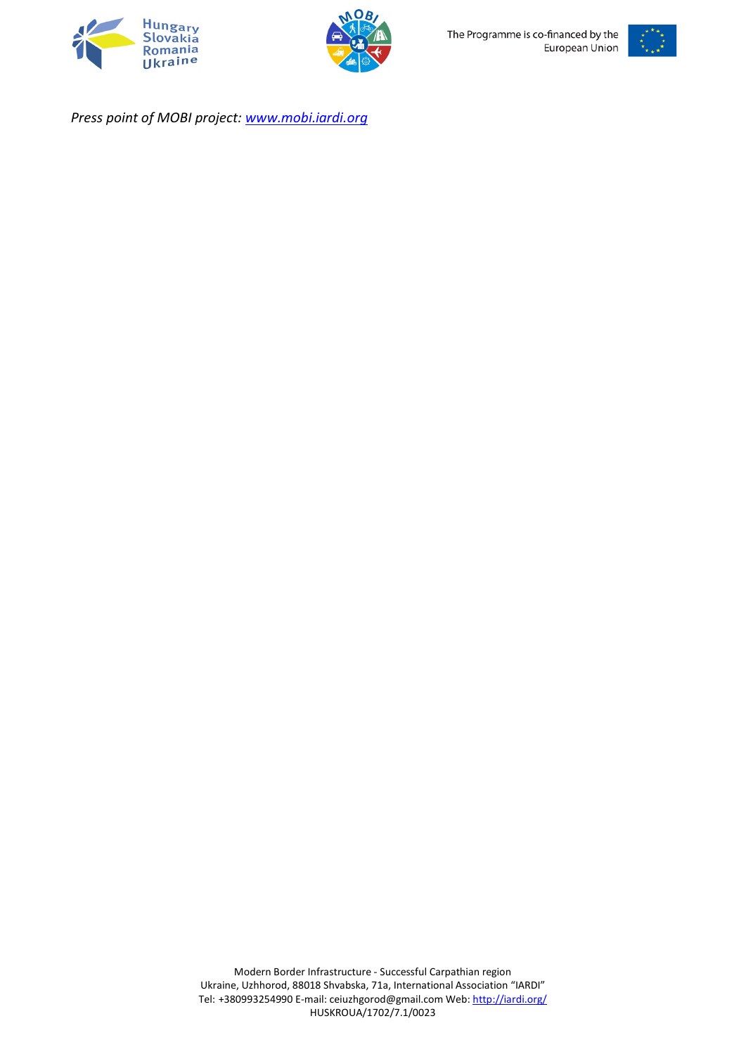*Press point of MOBI project: [www.mobi.iardi.org](http://www.mobi.iardi.org)*